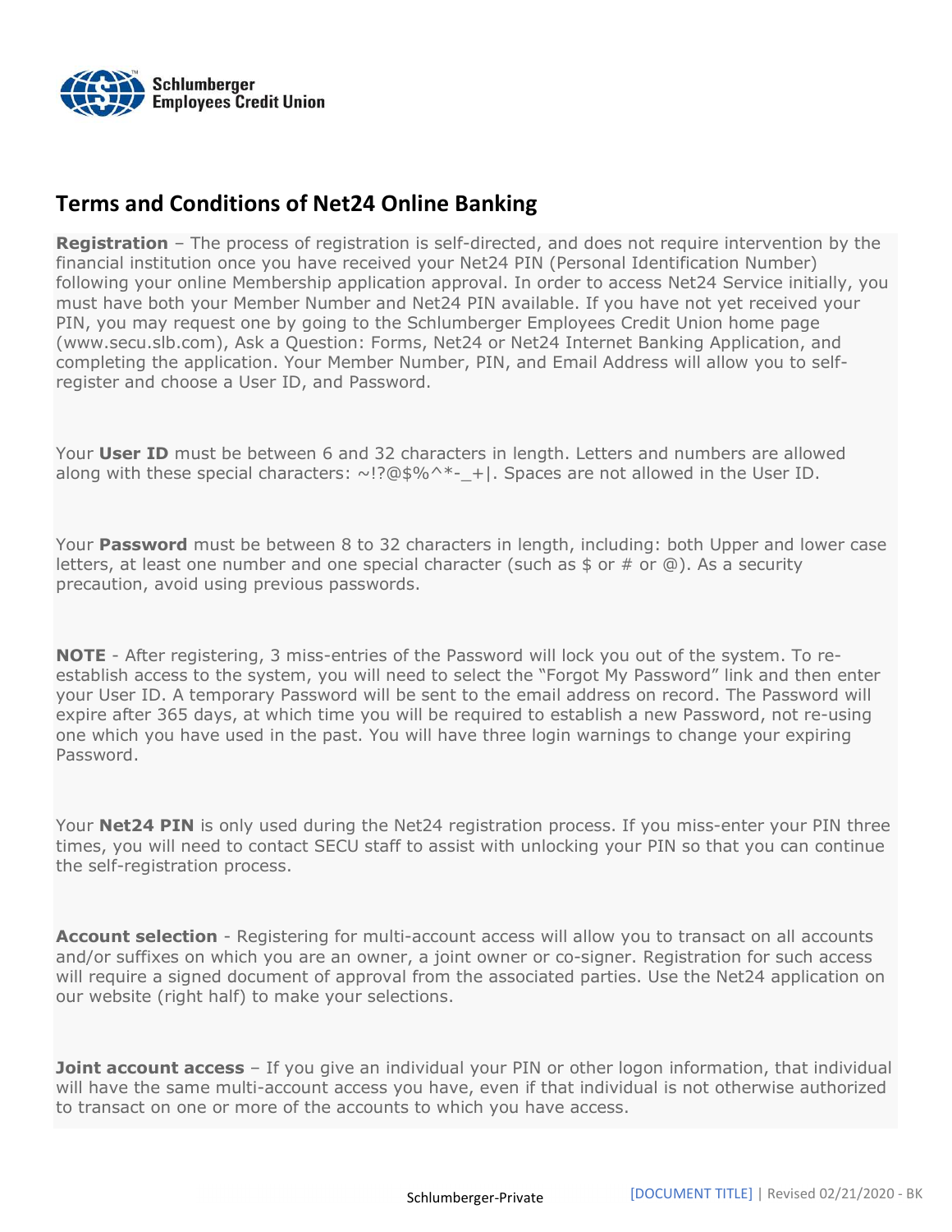Schlumberger Employees Credit Union

# Terms and Conditions of Net24 Online Banking

**Registration** – The process of registration is self-directed, and does not require intervention by the financial institution once you have received your Net24 PIN (Personal Identification Number) following your online Membership application approval. In order to access Net24 Service initially, you must have both your Member Number and Net24 PIN available. If you have not yet received your PIN, you may request one by going to the Schlumberger Employees Credit Union home page (www.secu.slb.com), Ask a Question: Forms, Net24 or Net24 Internet Banking Application, and completing the application. Your Member Number, PIN, and Email Address will allow you to self-register and choose a User ID, and Password.

Your **User ID** must be between 6 and 32 characters in length. Letters and numbers are allowed along with these special characters: ~!?@$%^*-_+|. Spaces are not allowed in the User ID.

Your **Password** must be between 8 to 32 characters in length, including: both Upper and lower case letters, at least one number and one special character (such as $ or # or @). As a security precaution, avoid using previous passwords.

**NOTE** - After registering, 3 miss-entries of the Password will lock you out of the system. To re-establish access to the system, you will need to select the "Forgot My Password" link and then enter your User ID. A temporary Password will be sent to the email address on record. The Password will expire after 365 days, at which time you will be required to establish a new Password, not re-using one which you have used in the past. You will have three login warnings to change your expiring Password.

Your **Net24 PIN** is only used during the Net24 registration process. If you miss-enter your PIN three times, you will need to contact SECU staff to assist with unlocking your PIN so that you can continue the self-registration process.

**Account selection** - Registering for multi-account access will allow you to transact on all accounts and/or suffixes on which you are an owner, a joint owner or co-signer. Registration for such access will require a signed document of approval from the associated parties. Use the Net24 application on our website (right half) to make your selections.

**Joint account access** – If you give an individual your PIN or other logon information, that individual will have the same multi-account access you have, even if that individual is not otherwise authorized to transact on one or more of the accounts to which you have access.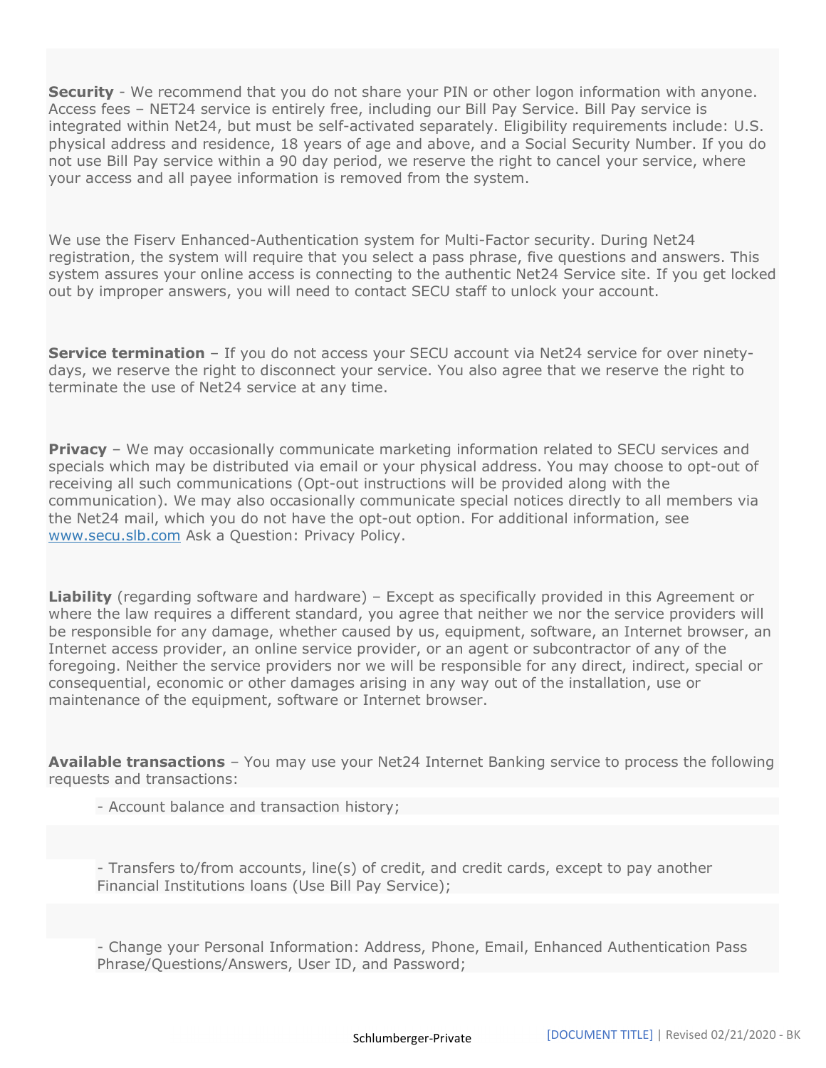**Security** - We recommend that you do not share your PIN or other logon information with anyone. Access fees – NET24 service is entirely free, including our Bill Pay Service. Bill Pay service is integrated within Net24, but must be self-activated separately. Eligibility requirements include: U.S. physical address and residence, 18 years of age and above, and a Social Security Number. If you do not use Bill Pay service within a 90 day period, we reserve the right to cancel your service, where your access and all payee information is removed from the system.

We use the Fiserv Enhanced-Authentication system for Multi-Factor security. During Net24 registration, the system will require that you select a pass phrase, five questions and answers. This system assures your online access is connecting to the authentic Net24 Service site. If you get locked out by improper answers, you will need to contact SECU staff to unlock your account.

**Service termination** – If you do not access your SECU account via Net24 service for over ninety-days, we reserve the right to disconnect your service. You also agree that we reserve the right to terminate the use of Net24 service at any time.

**Privacy** – We may occasionally communicate marketing information related to SECU services and specials which may be distributed via email or your physical address. You may choose to opt-out of receiving all such communications (Opt-out instructions will be provided along with the communication). We may also occasionally communicate special notices directly to all members via the Net24 mail, which you do not have the opt-out option. For additional information, see [www.secu.slb.com](http://www.secu.slb.com) Ask a Question: Privacy Policy.

**Liability** (regarding software and hardware) – Except as specifically provided in this Agreement or where the law requires a different standard, you agree that neither we nor the service providers will be responsible for any damage, whether caused by us, equipment, software, an Internet browser, an Internet access provider, an online service provider, or an agent or subcontractor of any of the foregoing. Neither the service providers nor we will be responsible for any direct, indirect, special or consequential, economic or other damages arising in any way out of the installation, use or maintenance of the equipment, software or Internet browser.

**Available transactions** – You may use your Net24 Internet Banking service to process the following requests and transactions:

- Account balance and transaction history;

- Transfers to/from accounts, line(s) of credit, and credit cards, except to pay another Financial Institutions loans (Use Bill Pay Service);

- Change your Personal Information: Address, Phone, Email, Enhanced Authentication Pass Phrase/Questions/Answers, User ID, and Password;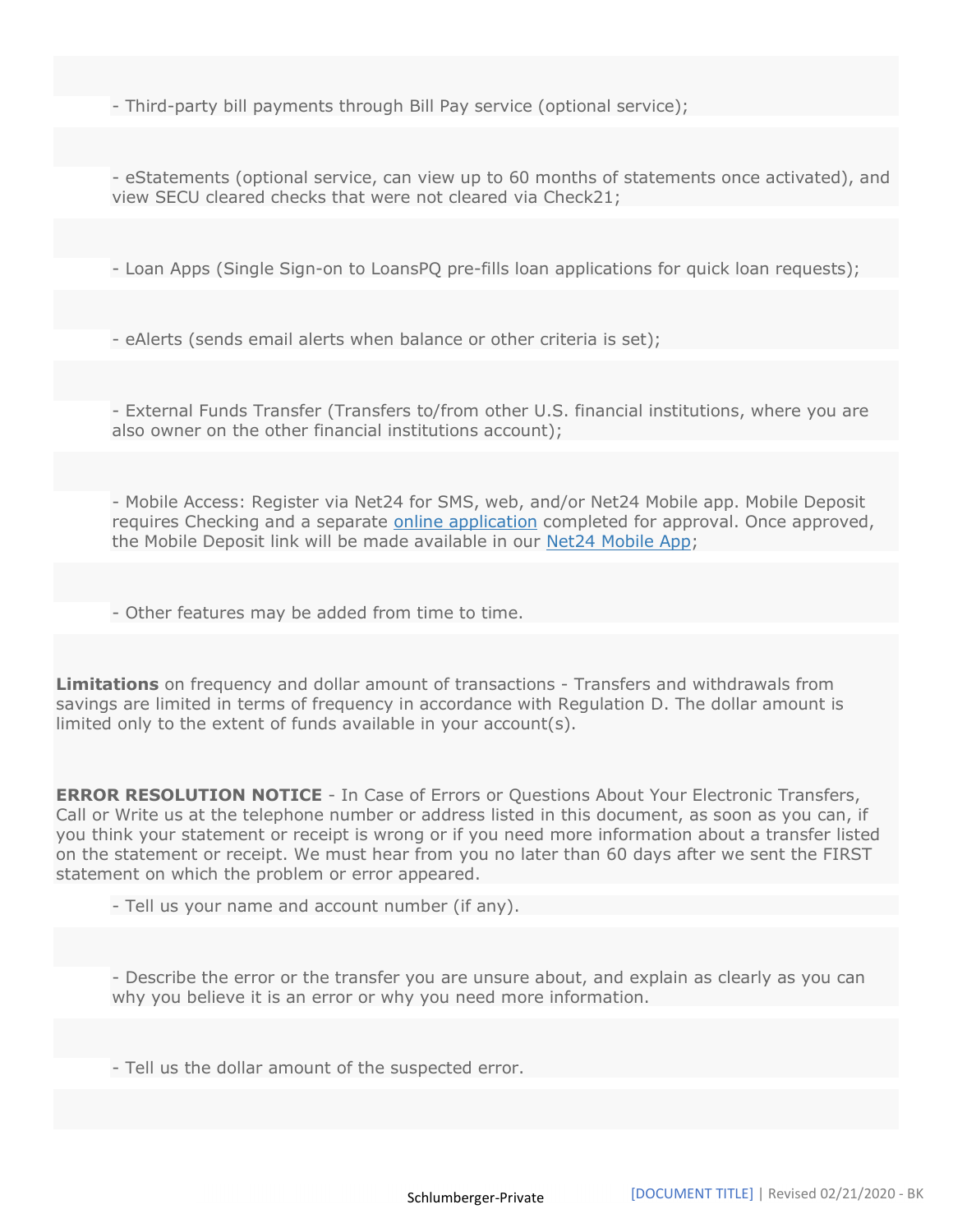- Third-party bill payments through Bill Pay service (optional service);

- eStatements (optional service, can view up to 60 months of statements once activated), and view SECU cleared checks that were not cleared via Check21;

- Loan Apps (Single Sign-on to LoansPQ pre-fills loan applications for quick loan requests);

- eAlerts (sends email alerts when balance or other criteria is set);

- External Funds Transfer (Transfers to/from other U.S. financial institutions, where you are also owner on the other financial institutions account);

- Mobile Access: Register via Net24 for SMS, web, and/or Net24 Mobile app. Mobile Deposit requires Checking and a separate online application completed for approval. Once approved, the Mobile Deposit link will be made available in our Net24 Mobile App;

- Other features may be added from time to time.

**Limitations** on frequency and dollar amount of transactions - Transfers and withdrawals from savings are limited in terms of frequency in accordance with Regulation D. The dollar amount is limited only to the extent of funds available in your account(s).

**ERROR RESOLUTION NOTICE** - In Case of Errors or Questions About Your Electronic Transfers, Call or Write us at the telephone number or address listed in this document, as soon as you can, if you think your statement or receipt is wrong or if you need more information about a transfer listed on the statement or receipt. We must hear from you no later than 60 days after we sent the FIRST statement on which the problem or error appeared.

- Tell us your name and account number (if any).

- Describe the error or the transfer you are unsure about, and explain as clearly as you can why you believe it is an error or why you need more information.

- Tell us the dollar amount of the suspected error.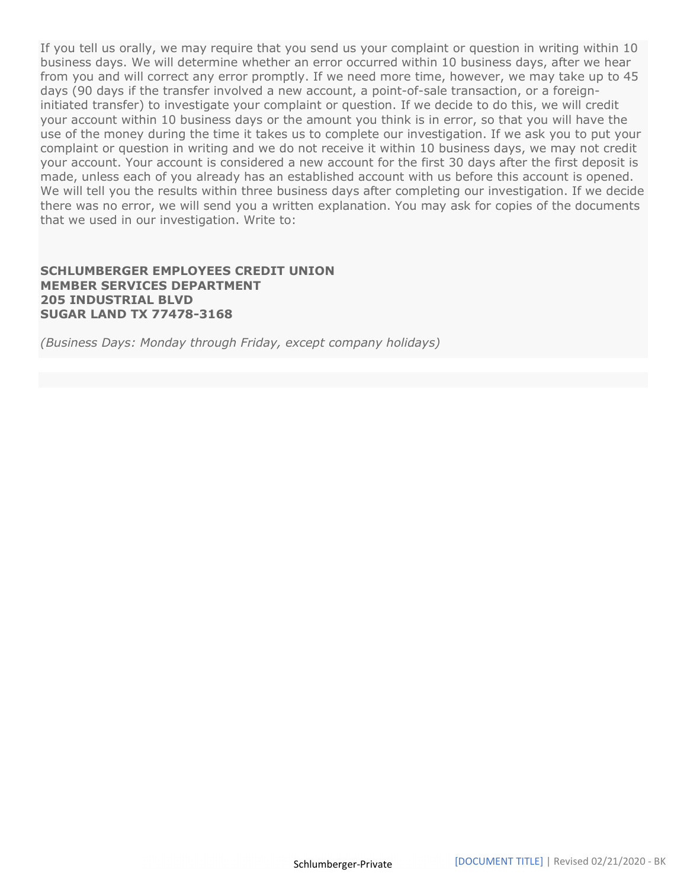If you tell us orally, we may require that you send us your complaint or question in writing within 10 business days. We will determine whether an error occurred within 10 business days, after we hear from you and will correct any error promptly. If we need more time, however, we may take up to 45 days (90 days if the transfer involved a new account, a point-of-sale transaction, or a foreign-initiated transfer) to investigate your complaint or question. If we decide to do this, we will credit your account within 10 business days or the amount you think is in error, so that you will have the use of the money during the time it takes us to complete our investigation. If we ask you to put your complaint or question in writing and we do not receive it within 10 business days, we may not credit your account. Your account is considered a new account for the first 30 days after the first deposit is made, unless each of you already has an established account with us before this account is opened. We will tell you the results within three business days after completing our investigation. If we decide there was no error, we will send you a written explanation. You may ask for copies of the documents that we used in our investigation. Write to:

**SCHLUMBERGER EMPLOYEES CREDIT UNION**
**MEMBER SERVICES DEPARTMENT**
**205 INDUSTRIAL BLVD**
**SUGAR LAND TX 77478-3168**

*(Business Days: Monday through Friday, except company holidays)*